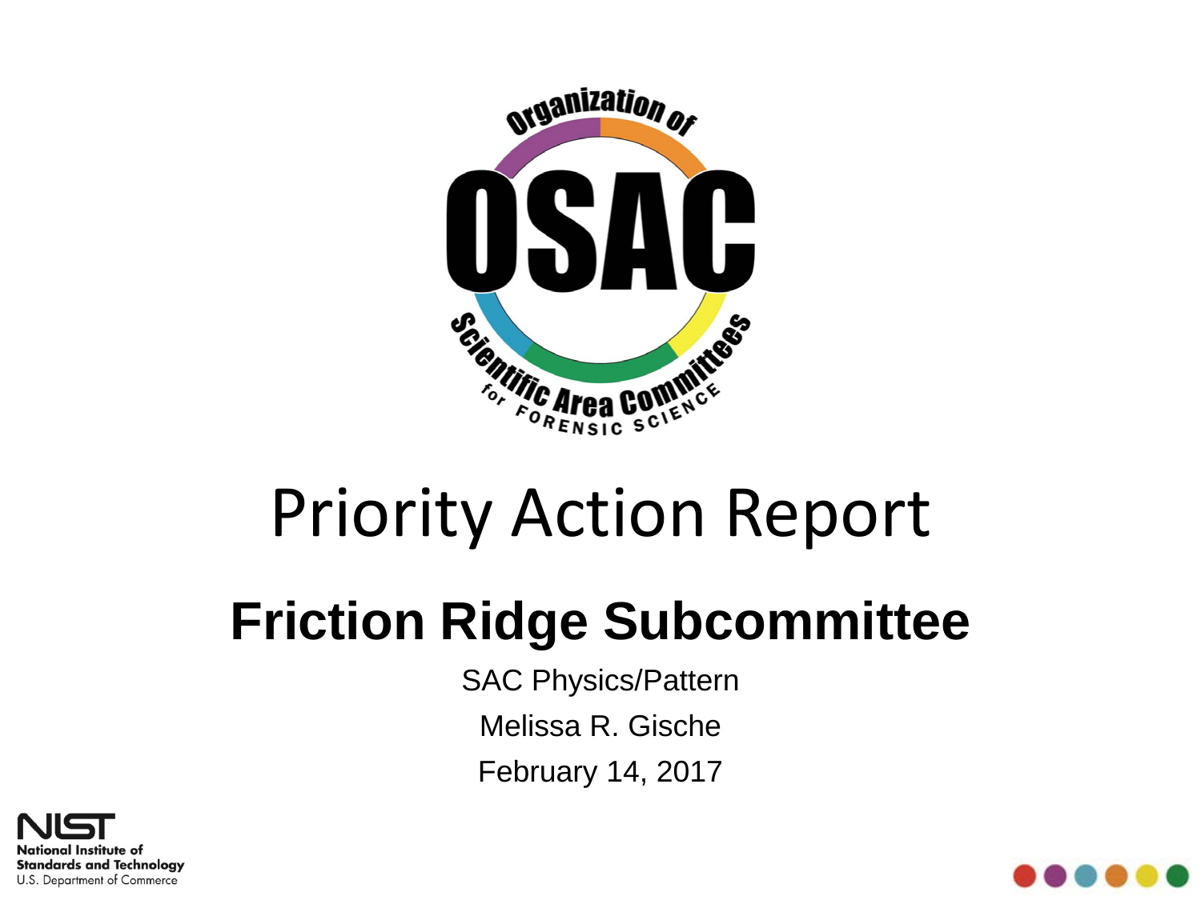Organization of

OSAC

Scientific Area Committees for Forensic Science

# Priority Action Report

## Friction Ridge Subcommittee

SAC Physics/Pattern

Melissa R. Gische

February 14, 2017

NIST
National Institute of Standards and Technology
U.S. Department of Commerce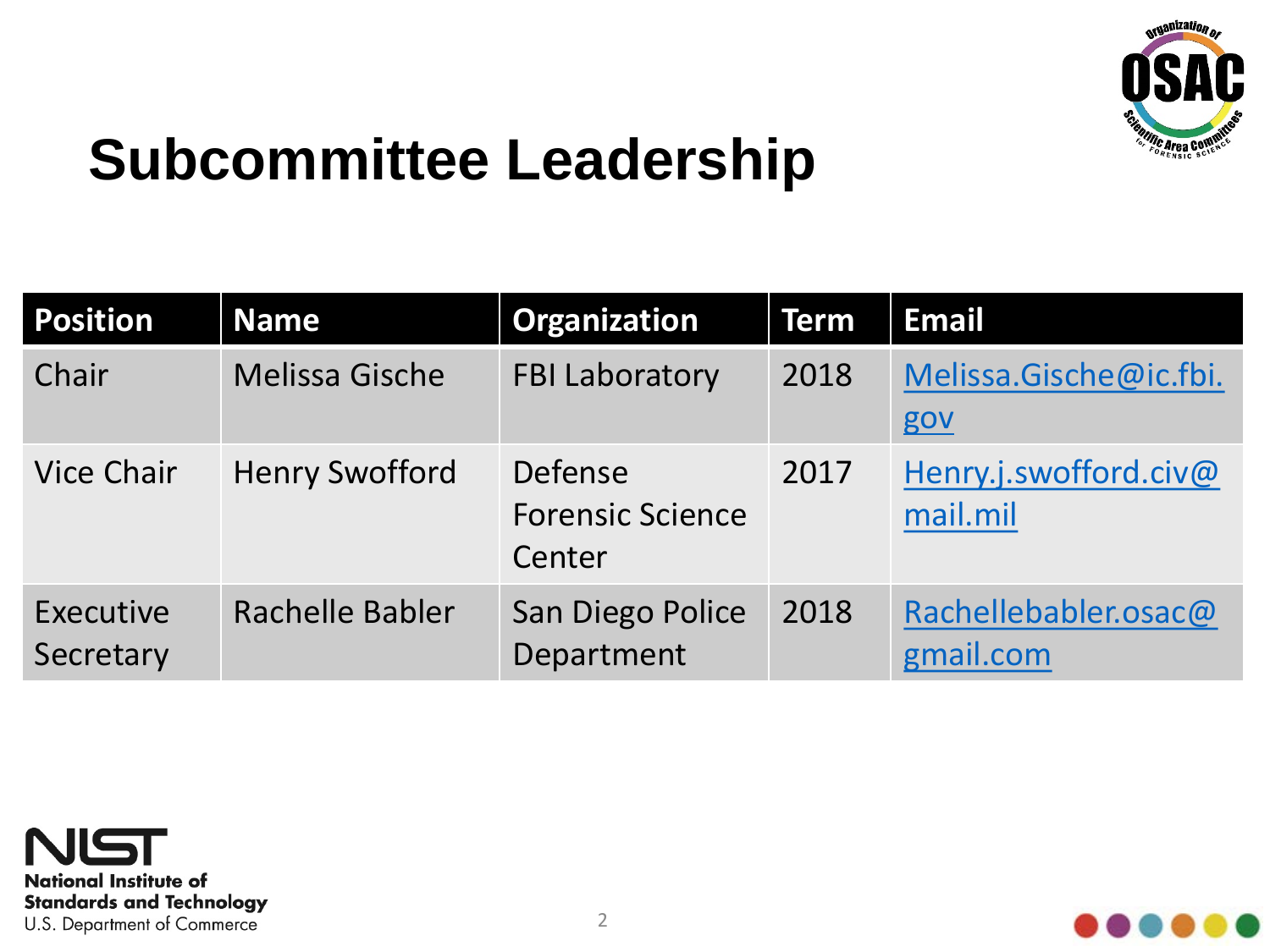# Subcommittee Leadership

| Position | Name | Organization | Term | Email |
|---|---|---|---|---|
| Chair | Melissa Gische | FBI Laboratory | 2018 | Melissa.Gische@ic.fbi.gov |
| Vice Chair | Henry Swofford | Defense Forensic Science Center | 2017 | Henry.j.swofford.civ@mail.mil |
| Executive Secretary | Rachelle Babler | San Diego Police Department | 2018 | Rachellebabler.osac@gmail.com |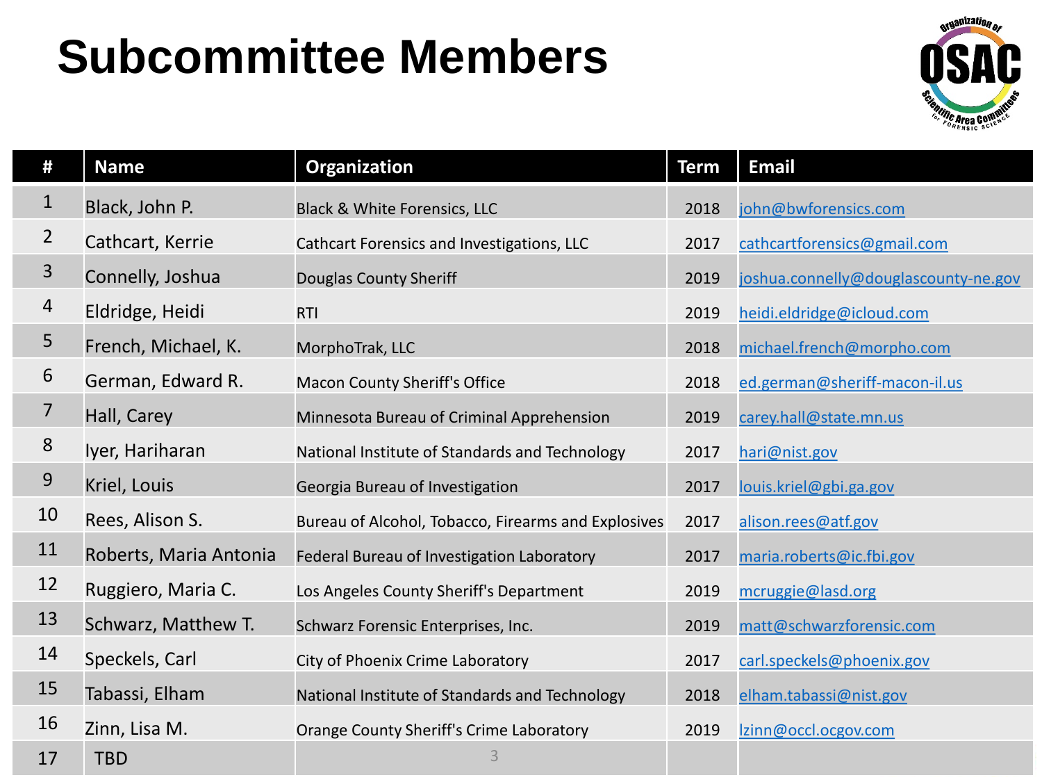# Subcommittee Members

| # | Name | Organization | Term | Email |
|---|---|---|---|---|
| 1 | Black, John P. | Black & White Forensics, LLC | 2018 | john@bwforensics.com |
| 2 | Cathcart, Kerrie | Cathcart Forensics and Investigations, LLC | 2017 | cathcartforensics@gmail.com |
| 3 | Connelly, Joshua | Douglas County Sheriff | 2019 | joshua.connelly@douglascounty-ne.gov |
| 4 | Eldridge, Heidi | RTI | 2019 | heidi.eldridge@icloud.com |
| 5 | French, Michael, K. | MorphoTrak, LLC | 2018 | michael.french@morpho.com |
| 6 | German, Edward R. | Macon County Sheriff's Office | 2018 | ed.german@sheriff-macon-il.us |
| 7 | Hall, Carey | Minnesota Bureau of Criminal Apprehension | 2019 | carey.hall@state.mn.us |
| 8 | Iyer, Hariharan | National Institute of Standards and Technology | 2017 | hari@nist.gov |
| 9 | Kriel, Louis | Georgia Bureau of Investigation | 2017 | louis.kriel@gbi.ga.gov |
| 10 | Rees, Alison S. | Bureau of Alcohol, Tobacco, Firearms and Explosives | 2017 | alison.rees@atf.gov |
| 11 | Roberts, Maria Antonia | Federal Bureau of Investigation Laboratory | 2017 | maria.roberts@ic.fbi.gov |
| 12 | Ruggiero, Maria C. | Los Angeles County Sheriff's Department | 2019 | mcruggie@lasd.org |
| 13 | Schwarz, Matthew T. | Schwarz Forensic Enterprises, Inc. | 2019 | matt@schwarzforensic.com |
| 14 | Speckels, Carl | City of Phoenix Crime Laboratory | 2017 | carl.speckels@phoenix.gov |
| 15 | Tabassi, Elham | National Institute of Standards and Technology | 2018 | elham.tabassi@nist.gov |
| 16 | Zinn, Lisa M. | Orange County Sheriff's Crime Laboratory | 2019 | lzinn@occl.ocgov.com |
| 17 | TBD | | | |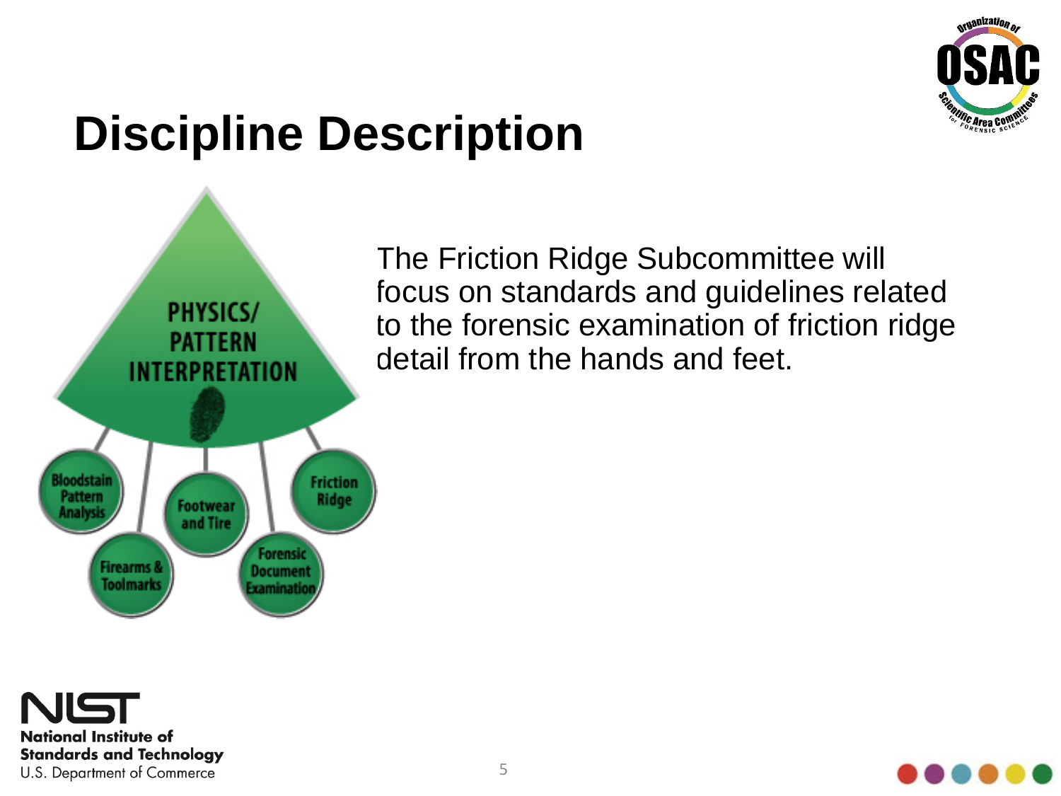# Discipline Description

PHYSICS/ PATTERN INTERPRETATION

- Bloodstain Pattern Analysis
- Firearms & Toolmarks
- Footwear and Tire
- Forensic Document Examination
- Friction Ridge

The Friction Ridge Subcommittee will focus on standards and guidelines related to the forensic examination of friction ridge detail from the hands and feet.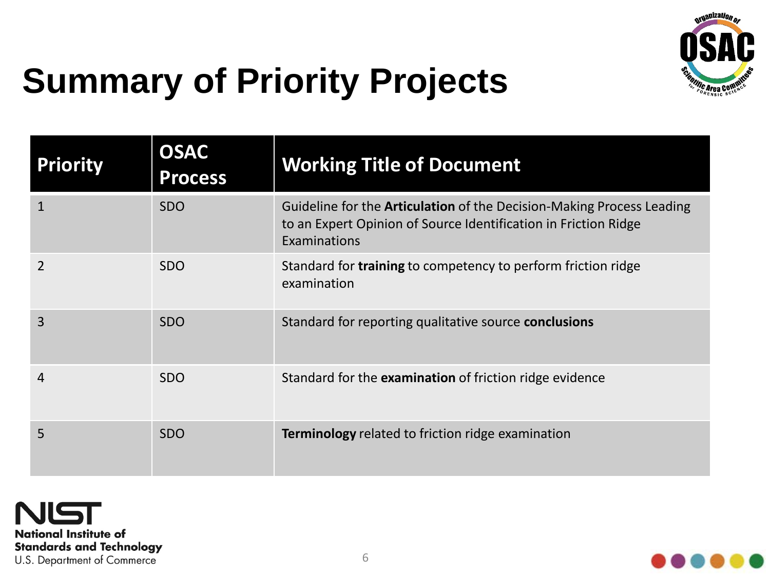# Summary of Priority Projects

| Priority | OSAC Process | Working Title of Document |
| --- | --- | --- |
| 1 | SDO | Guideline for the **Articulation** of the Decision-Making Process Leading to an Expert Opinion of Source Identification in Friction Ridge Examinations |
| 2 | SDO | Standard for **training** to competency to perform friction ridge examination |
| 3 | SDO | Standard for reporting qualitative source **conclusions** |
| 4 | SDO | Standard for the **examination** of friction ridge evidence |
| 5 | SDO | **Terminology** related to friction ridge examination |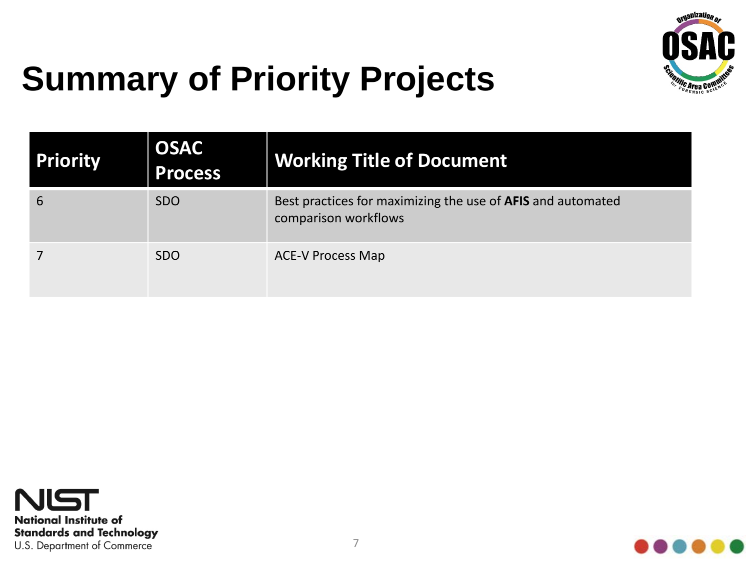# Summary of Priority Projects

| Priority | OSAC Process | Working Title of Document |
|---|---|---|
| 6 | SDO | Best practices for maximizing the use of **AFIS** and automated comparison workflows |
| 7 | SDO | ACE-V Process Map |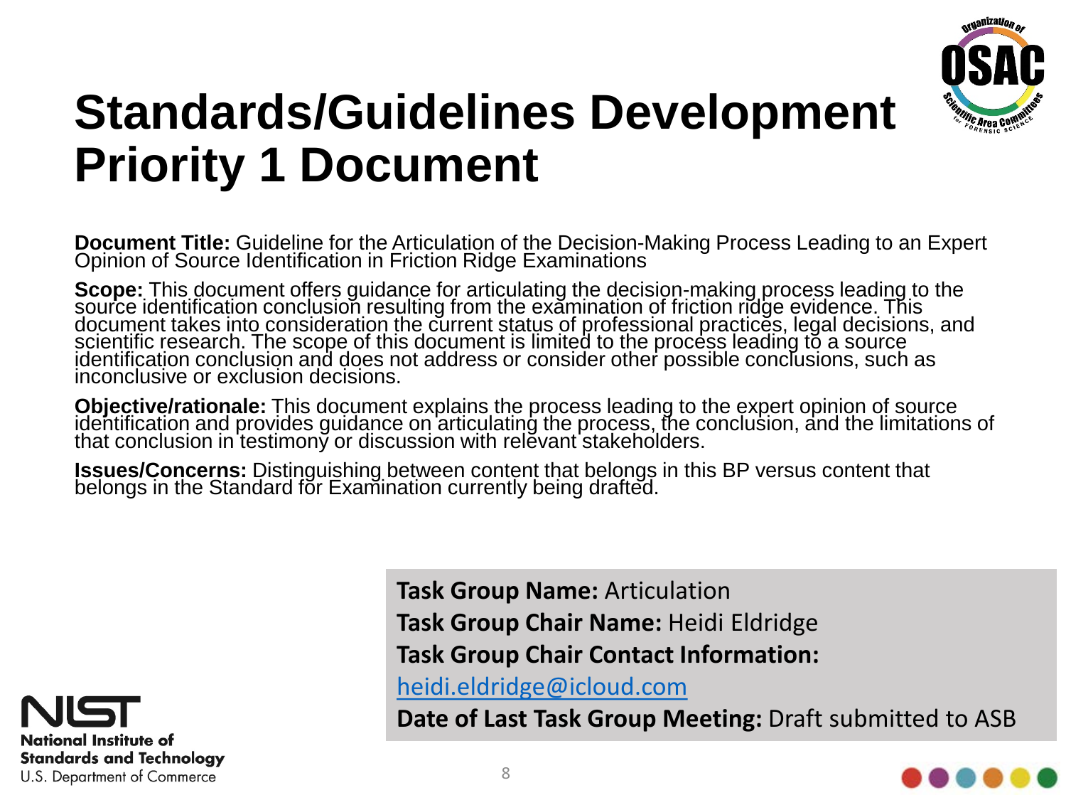# Standards/Guidelines Development Priority 1 Document

**Document Title:** Guideline for the Articulation of the Decision-Making Process Leading to an Expert Opinion of Source Identification in Friction Ridge Examinations

**Scope:** This document offers guidance for articulating the decision-making process leading to the source identification conclusion resulting from the examination of friction ridge evidence. This document takes into consideration the current status of professional practices, legal decisions, and scientific research. The scope of this document is limited to the process leading to a source identification conclusion and does not address or consider other possible conclusions, such as inconclusive or exclusion decisions.

**Objective/rationale:** This document explains the process leading to the expert opinion of source identification and provides guidance on articulating the process, the conclusion, and the limitations of that conclusion in testimony or discussion with relevant stakeholders.

**Issues/Concerns:** Distinguishing between content that belongs in this BP versus content that belongs in the Standard for Examination currently being drafted.

**Task Group Name:** Articulation

**Task Group Chair Name:** Heidi Eldridge

**Task Group Chair Contact Information:**

heidi.eldridge@icloud.com

**Date of Last Task Group Meeting:** Draft submitted to ASB

National Institute of Standards and Technology
U.S. Department of Commerce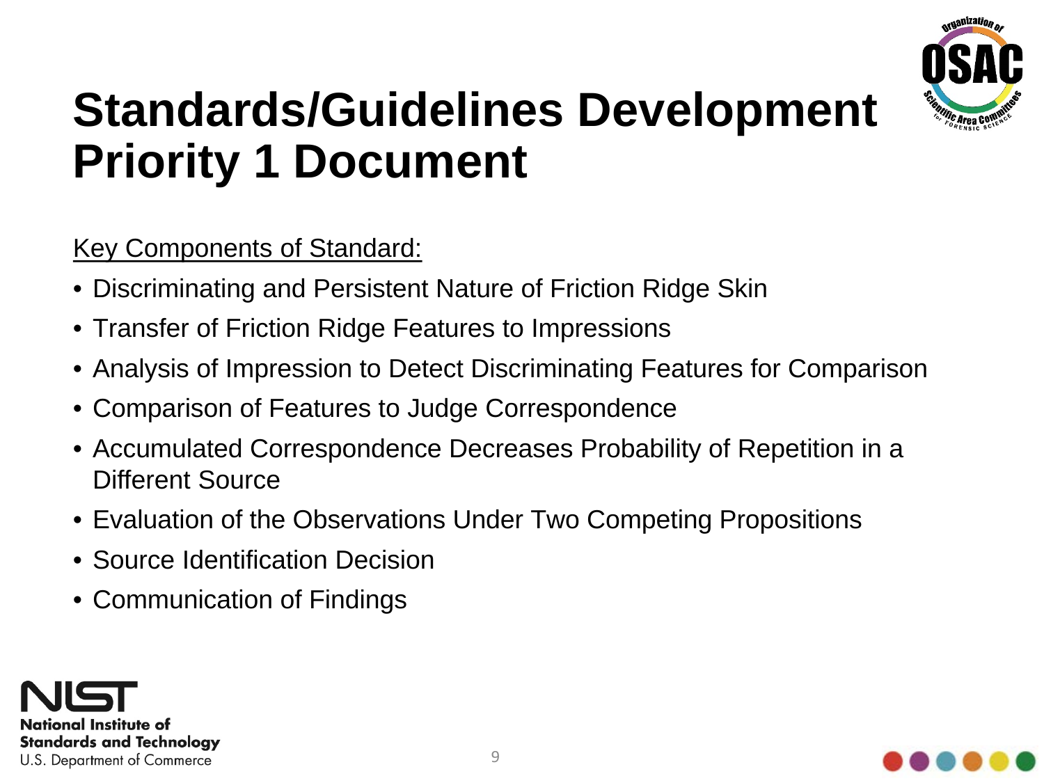# Standards/Guidelines Development Priority 1 Document

Key Components of Standard:

- Discriminating and Persistent Nature of Friction Ridge Skin
- Transfer of Friction Ridge Features to Impressions
- Analysis of Impression to Detect Discriminating Features for Comparison
- Comparison of Features to Judge Correspondence
- Accumulated Correspondence Decreases Probability of Repetition in a Different Source
- Evaluation of the Observations Under Two Competing Propositions
- Source Identification Decision
- Communication of Findings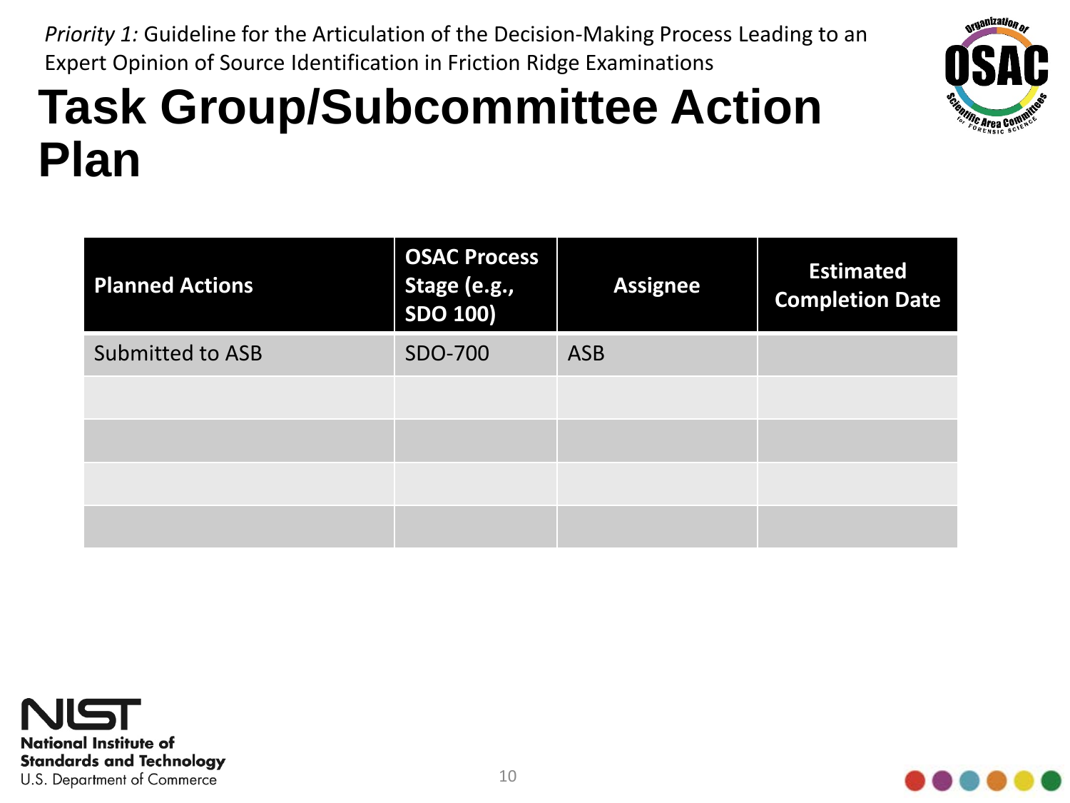*Priority 1:* Guideline for the Articulation of the Decision-Making Process Leading to an Expert Opinion of Source Identification in Friction Ridge Examinations

# Task Group/Subcommittee Action Plan

| Planned Actions | OSAC Process Stage (e.g., SDO 100) | Assignee | Estimated Completion Date |
|---|---|---|---|
| Submitted to ASB | SDO-700 | ASB | |
| | | | |
| | | | |
| | | | |
| | | | |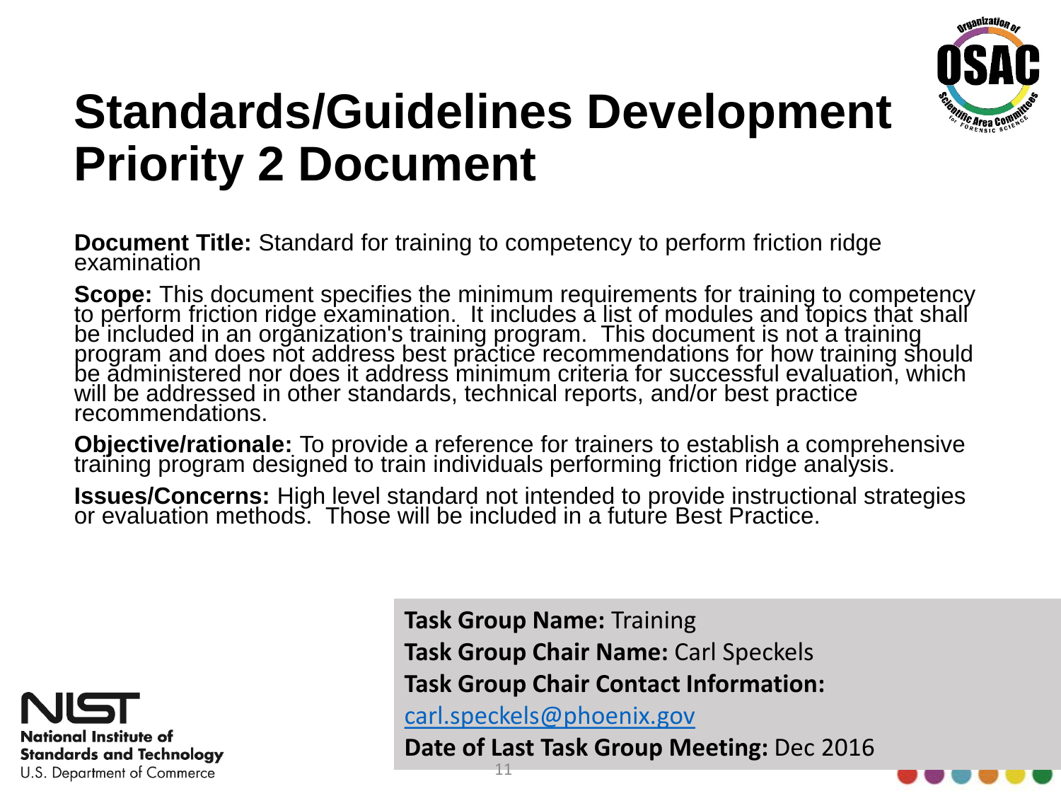# Standards/Guidelines Development Priority 2 Document

**Document Title:** Standard for training to competency to perform friction ridge examination

**Scope:** This document specifies the minimum requirements for training to competency to perform friction ridge examination. It includes a list of modules and topics that shall be included in an organization's training program. This document is not a training program and does not address best practice recommendations for how training should be administered nor does it address minimum criteria for successful evaluation, which will be addressed in other standards, technical reports, and/or best practice recommendations.

**Objective/rationale:** To provide a reference for trainers to establish a comprehensive training program designed to train individuals performing friction ridge analysis.

**Issues/Concerns:** High level standard not intended to provide instructional strategies or evaluation methods. Those will be included in a future Best Practice.

**Task Group Name:** Training

**Task Group Chair Name:** Carl Speckels

**Task Group Chair Contact Information:**

carl.speckels@phoenix.gov

**Date of Last Task Group Meeting:** Dec 2016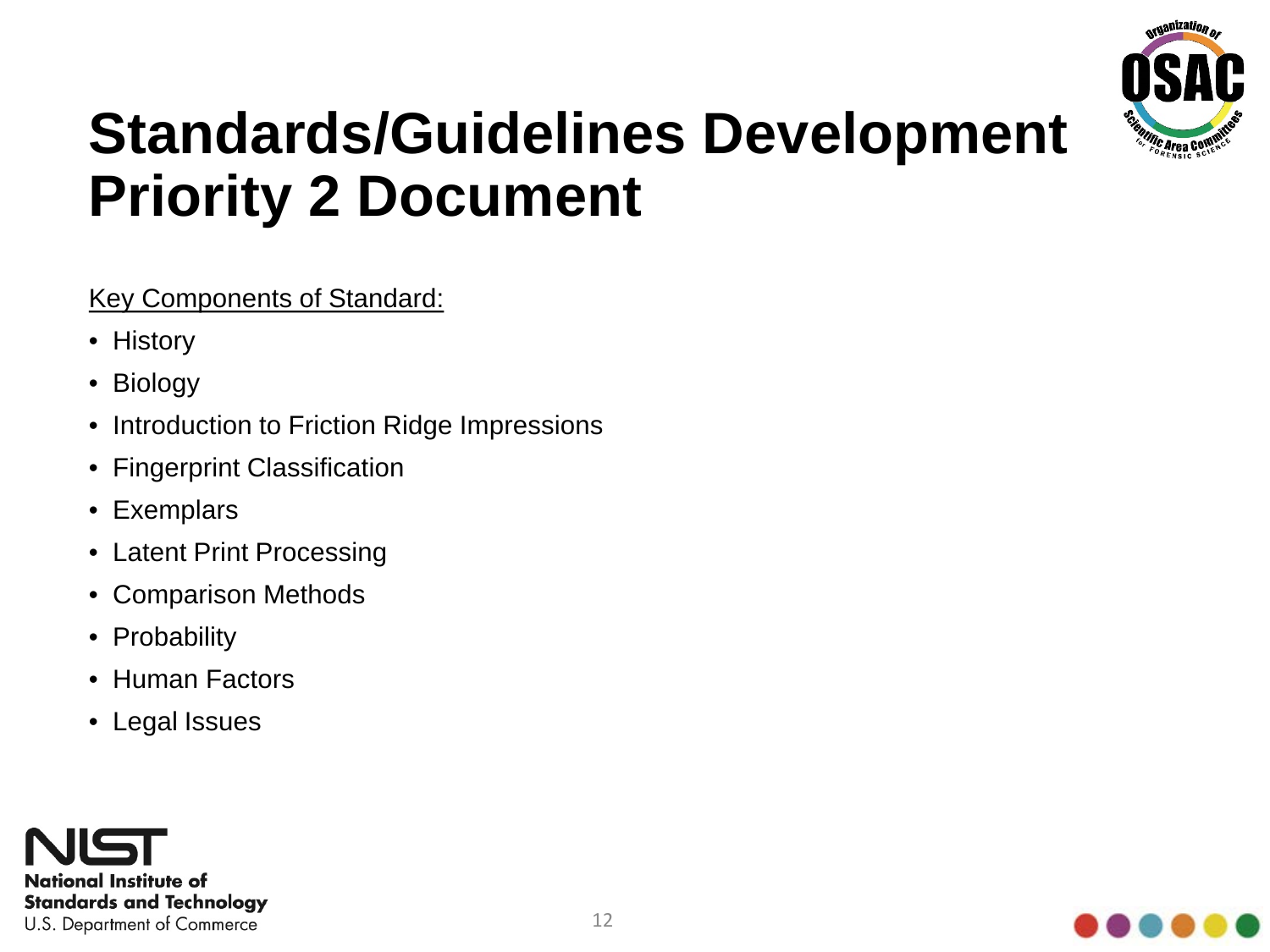# Standards/Guidelines Development Priority 2 Document

<u>Key Components of Standard:</u>

- History
- Biology
- Introduction to Friction Ridge Impressions
- Fingerprint Classification
- Exemplars
- Latent Print Processing
- Comparison Methods
- Probability
- Human Factors
- Legal Issues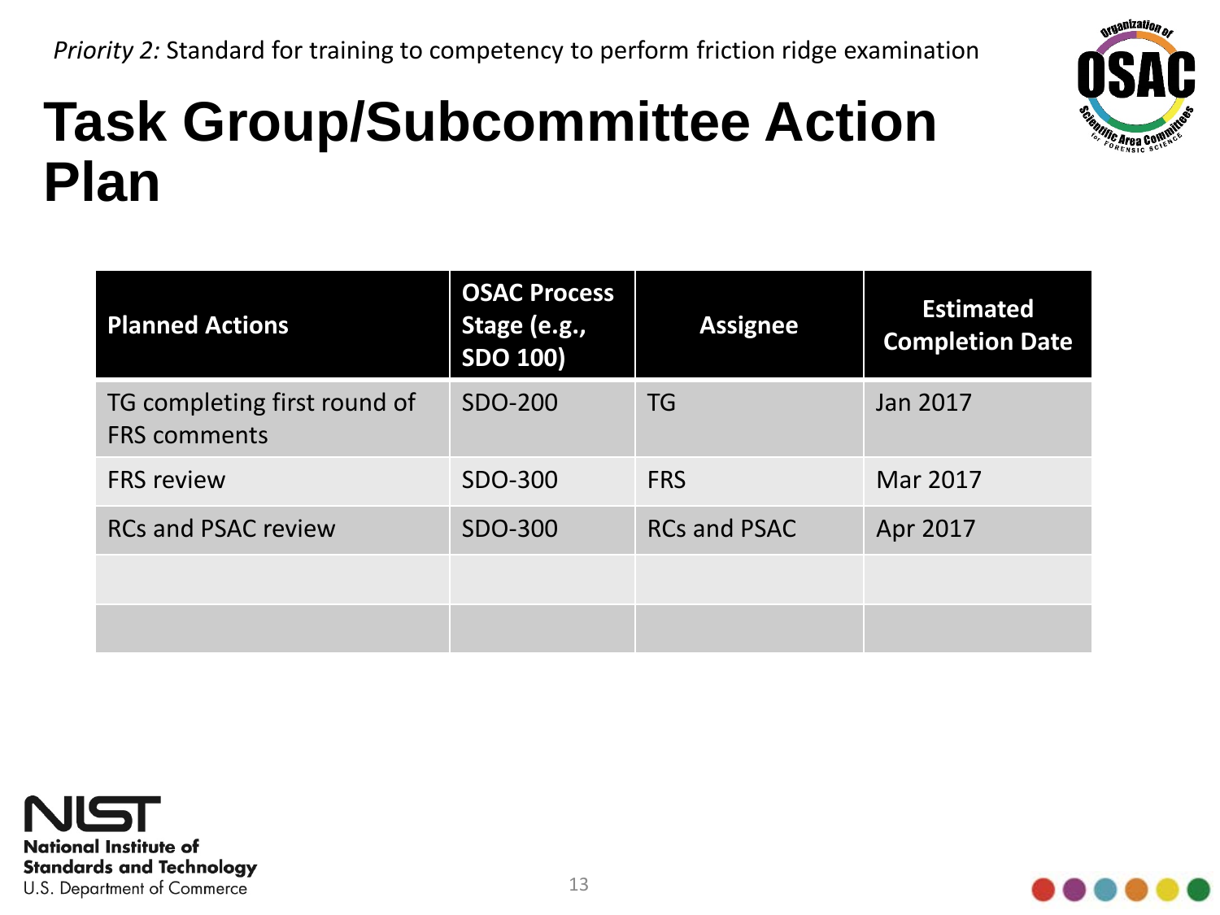*Priority 2:* Standard for training to competency to perform friction ridge examination

# Task Group/Subcommittee Action Plan

| Planned Actions | OSAC Process Stage (e.g., SDO 100) | Assignee | Estimated Completion Date |
| --- | --- | --- | --- |
| TG completing first round of FRS comments | SDO-200 | TG | Jan 2017 |
| FRS review | SDO-300 | FRS | Mar 2017 |
| RCs and PSAC review | SDO-300 | RCs and PSAC | Apr 2017 |
| | | | |
| | | | |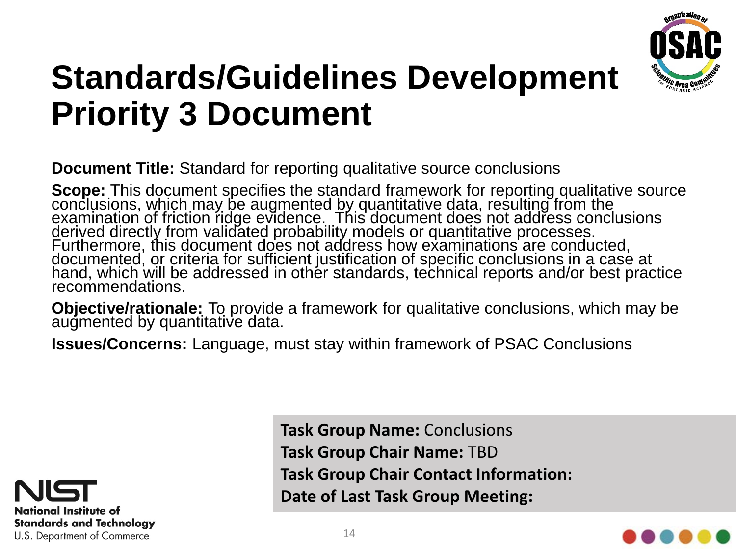# Standards/Guidelines Development Priority 3 Document

**Document Title:** Standard for reporting qualitative source conclusions

**Scope:** This document specifies the standard framework for reporting qualitative source conclusions, which may be augmented by quantitative data, resulting from the examination of friction ridge evidence. This document does not address conclusions derived directly from validated probability models or quantitative processes. Furthermore, this document does not address how examinations are conducted, documented, or criteria for sufficient justification of specific conclusions in a case at hand, which will be addressed in other standards, technical reports and/or best practice recommendations.

**Objective/rationale:** To provide a framework for qualitative conclusions, which may be augmented by quantitative data.

**Issues/Concerns:** Language, must stay within framework of PSAC Conclusions

**Task Group Name:** Conclusions
**Task Group Chair Name:** TBD
**Task Group Chair Contact Information:**
**Date of Last Task Group Meeting:**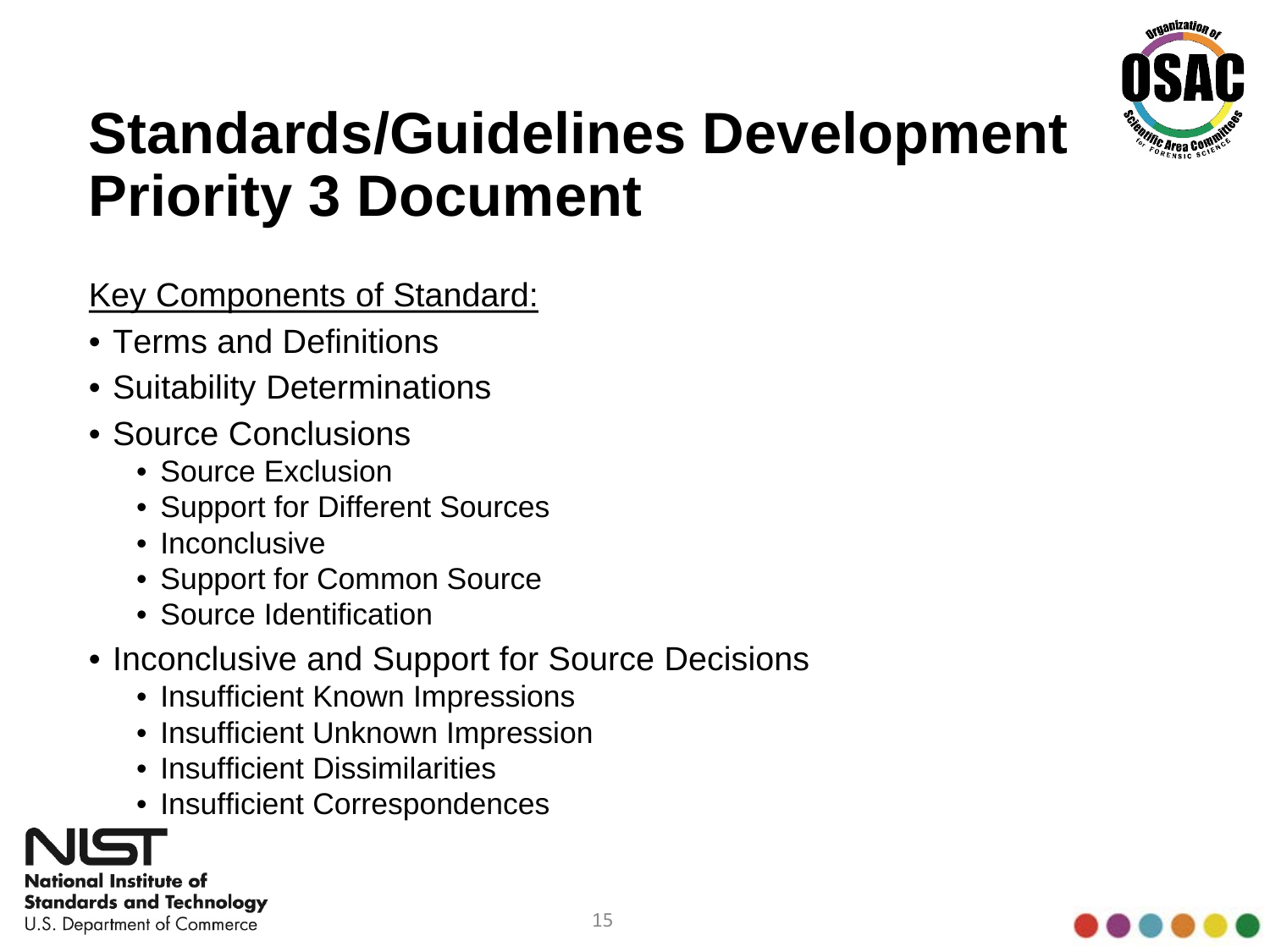# Standards/Guidelines Development Priority 3 Document

<u>Key Components of Standard:</u>

- Terms and Definitions
- Suitability Determinations
- Source Conclusions
  - Source Exclusion
  - Support for Different Sources
  - Inconclusive
  - Support for Common Source
  - Source Identification
- Inconclusive and Support for Source Decisions
  - Insufficient Known Impressions
  - Insufficient Unknown Impression
  - Insufficient Dissimilarities
  - Insufficient Correspondences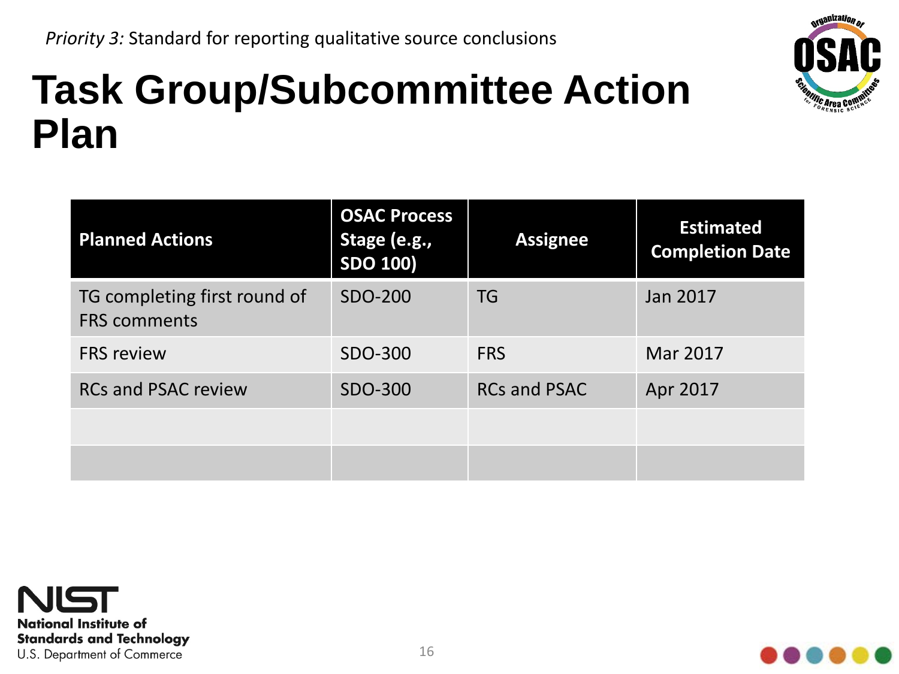*Priority 3:* Standard for reporting qualitative source conclusions

# Task Group/Subcommittee Action Plan

| Planned Actions | OSAC Process Stage (e.g., SDO 100) | Assignee | Estimated Completion Date |
|---|---|---|---|
| TG completing first round of FRS comments | SDO-200 | TG | Jan 2017 |
| FRS review | SDO-300 | FRS | Mar 2017 |
| RCs and PSAC review | SDO-300 | RCs and PSAC | Apr 2017 |
| | | | |
| | | | |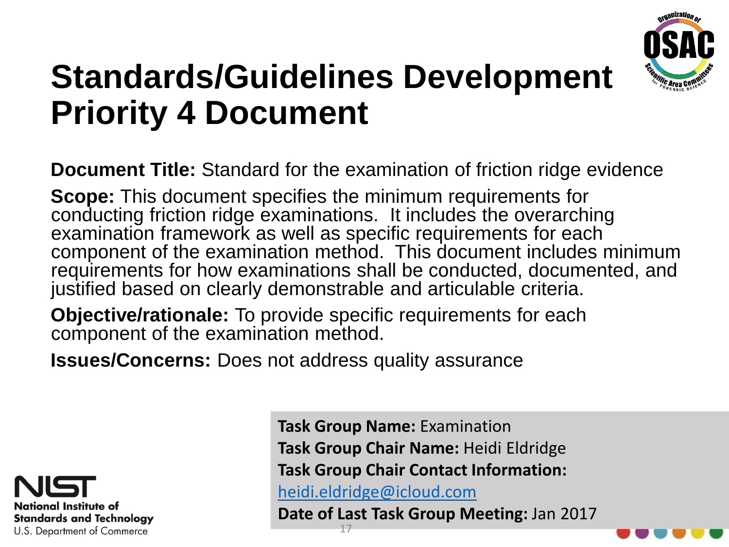# Standards/Guidelines Development Priority 4 Document

**Document Title:** Standard for the examination of friction ridge evidence

**Scope:** This document specifies the minimum requirements for conducting friction ridge examinations. It includes the overarching examination framework as well as specific requirements for each component of the examination method. This document includes minimum requirements for how examinations shall be conducted, documented, and justified based on clearly demonstrable and articulable criteria.

**Objective/rationale:** To provide specific requirements for each component of the examination method.

**Issues/Concerns:** Does not address quality assurance

**Task Group Name:** Examination
**Task Group Chair Name:** Heidi Eldridge
**Task Group Chair Contact Information:** heidi.eldridge@icloud.com
**Date of Last Task Group Meeting:** Jan 2017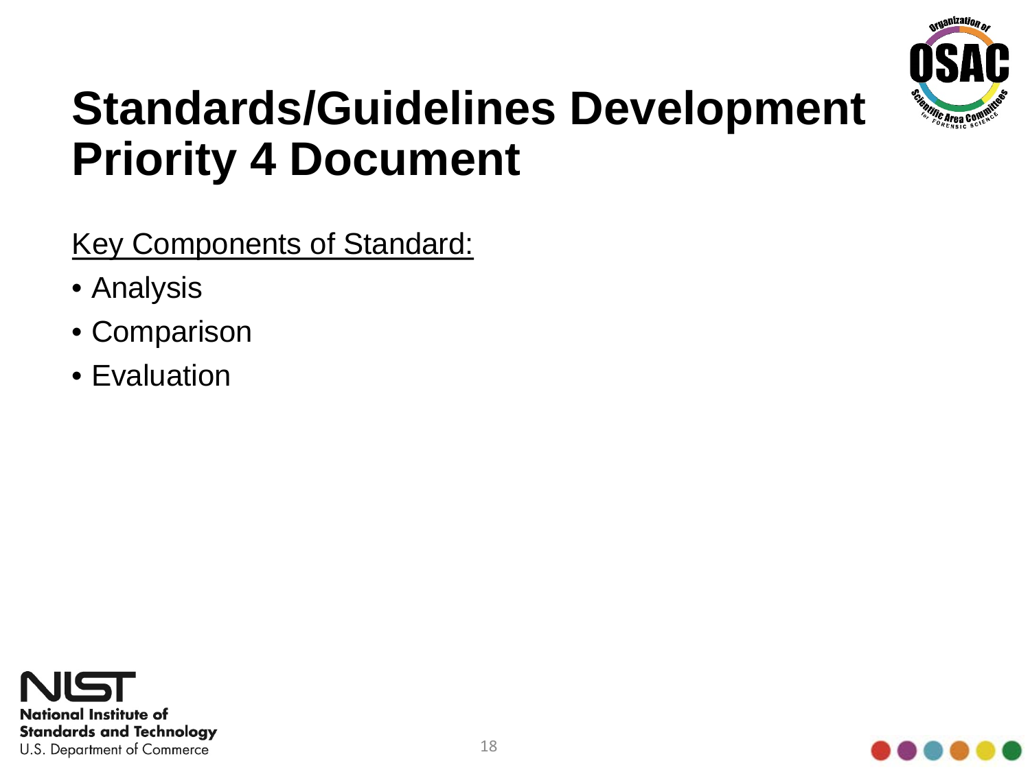# Standards/Guidelines Development Priority 4 Document

Key Components of Standard:

- Analysis
- Comparison
- Evaluation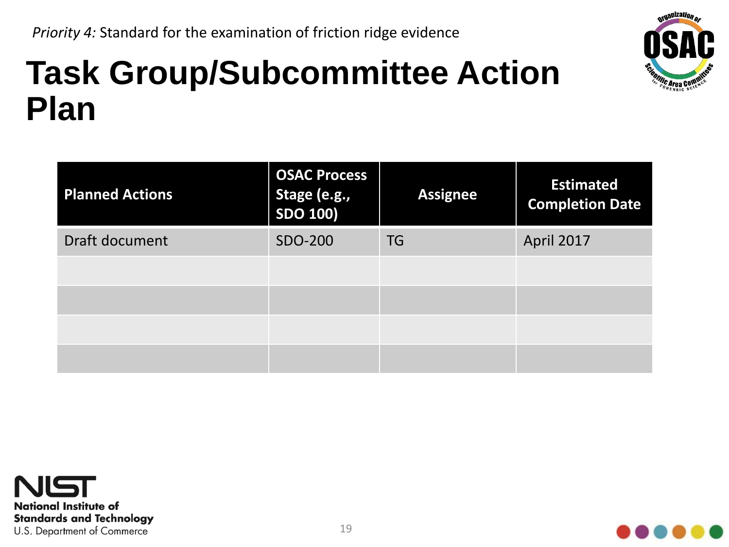*Priority 4:* Standard for the examination of friction ridge evidence

# Task Group/Subcommittee Action Plan

| Planned Actions | OSAC Process Stage (e.g., SDO 100) | Assignee | Estimated Completion Date |
|---|---|---|---|
| Draft document | SDO-200 | TG | April 2017 |
| | | | |
| | | | |
| | | | |
| | | | |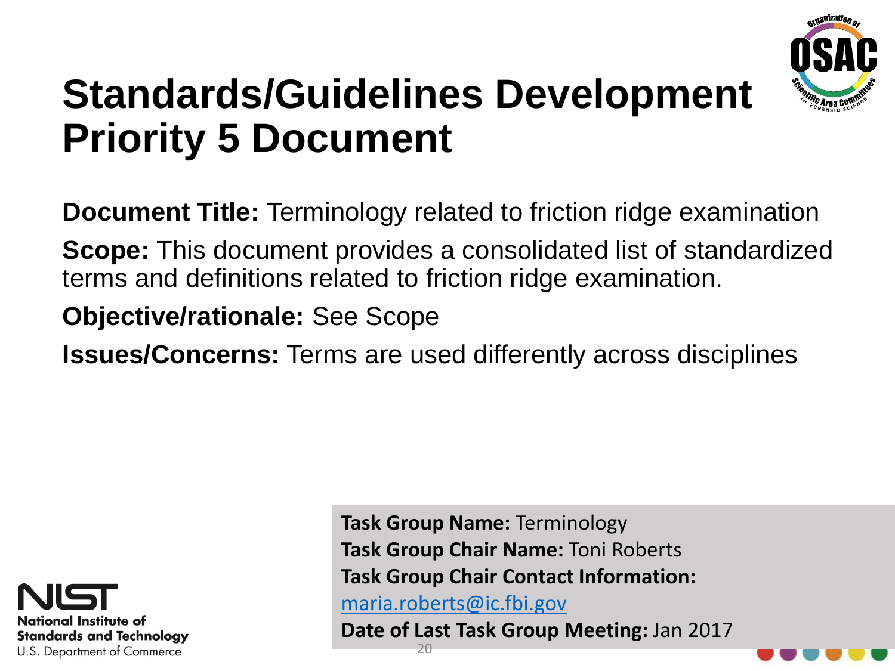# Standards/Guidelines Development Priority 5 Document

**Document Title:** Terminology related to friction ridge examination

**Scope:** This document provides a consolidated list of standardized terms and definitions related to friction ridge examination.

**Objective/rationale:** See Scope

**Issues/Concerns:** Terms are used differently across disciplines

**Task Group Name:** Terminology
**Task Group Chair Name:** Toni Roberts
**Task Group Chair Contact Information:** maria.roberts@ic.fbi.gov
**Date of Last Task Group Meeting:** Jan 2017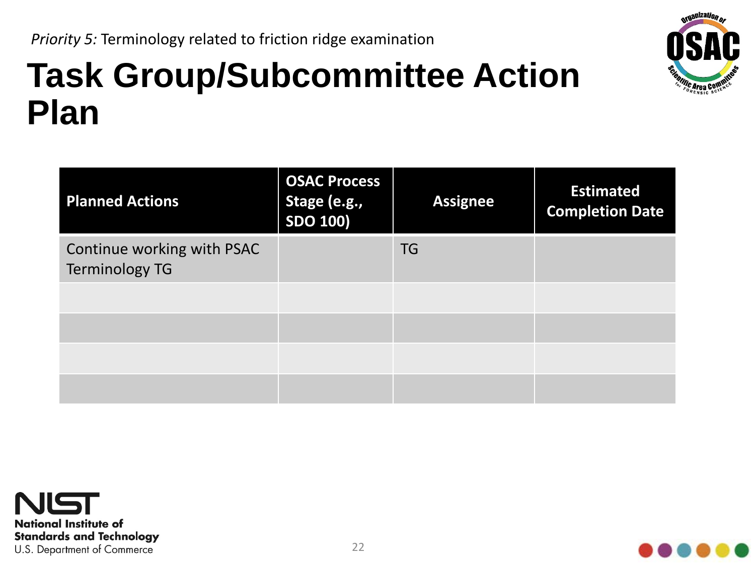*Priority 5:* Terminology related to friction ridge examination

# Task Group/Subcommittee Action Plan

| Planned Actions | OSAC Process Stage (e.g., SDO 100) | Assignee | Estimated Completion Date |
|---|---|---|---|
| Continue working with PSAC Terminology TG | | TG | |
| | | | |
| | | | |
| | | | |
| | | | |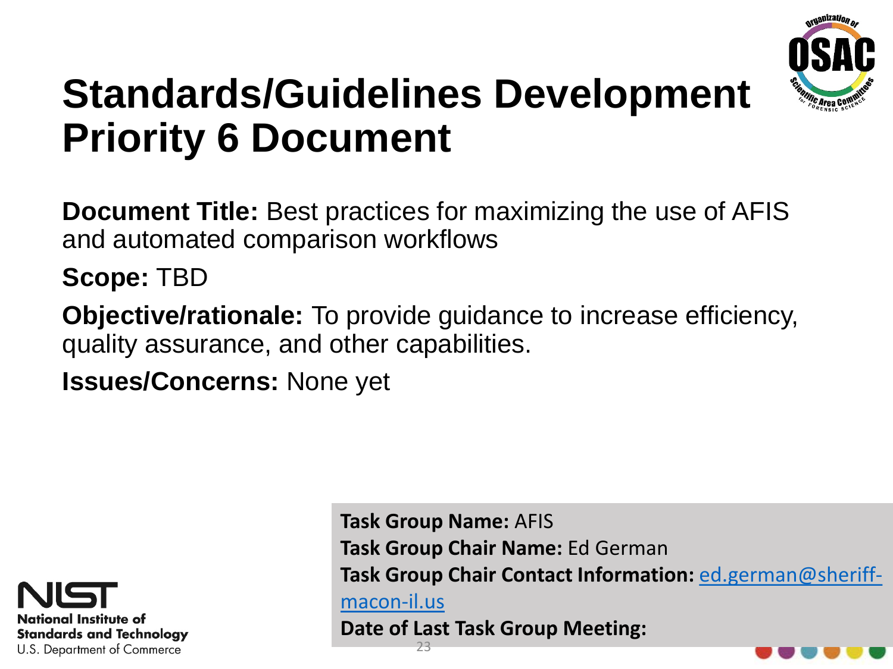# Standards/Guidelines Development Priority 6 Document

**Document Title:** Best practices for maximizing the use of AFIS and automated comparison workflows

**Scope:** TBD

**Objective/rationale:** To provide guidance to increase efficiency, quality assurance, and other capabilities.

**Issues/Concerns:** None yet

**Task Group Name:** AFIS
**Task Group Chair Name:** Ed German
**Task Group Chair Contact Information:** ed.german@sheriff-macon-il.us
**Date of Last Task Group Meeting:**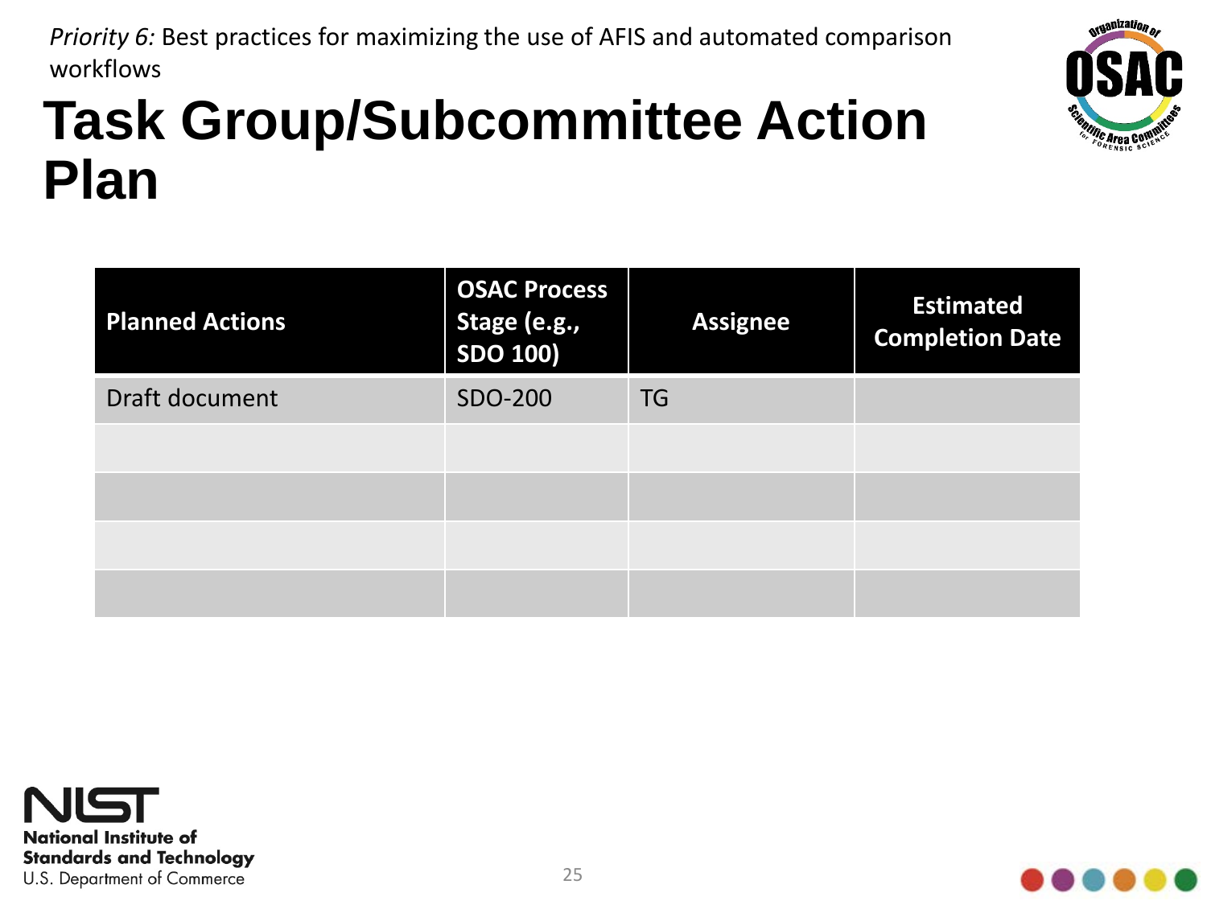*Priority 6:* Best practices for maximizing the use of AFIS and automated comparison workflows

# Task Group/Subcommittee Action Plan

| Planned Actions | OSAC Process Stage (e.g., SDO 100) | Assignee | Estimated Completion Date |
|---|---|---|---|
| Draft document | SDO-200 | TG | |
| | | | |
| | | | |
| | | | |
| | | | |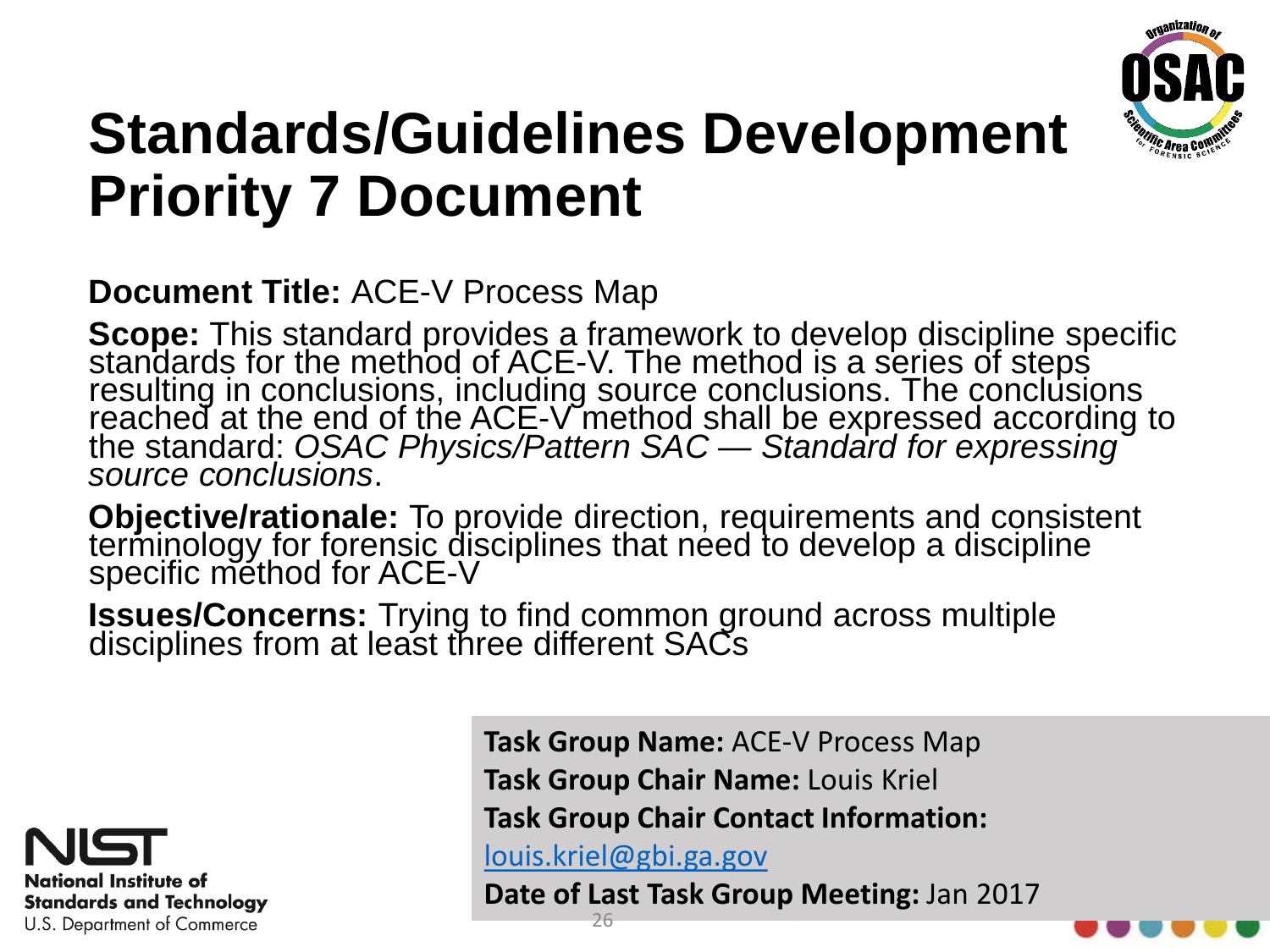# Standards/Guidelines Development Priority 7 Document

**Document Title:** ACE-V Process Map

**Scope:** This standard provides a framework to develop discipline specific standards for the method of ACE-V. The method is a series of steps resulting in conclusions, including source conclusions. The conclusions reached at the end of the ACE-V method shall be expressed according to the standard: *OSAC Physics/Pattern SAC — Standard for expressing source conclusions*.

**Objective/rationale:** To provide direction, requirements and consistent terminology for forensic disciplines that need to develop a discipline specific method for ACE-V

**Issues/Concerns:** Trying to find common ground across multiple disciplines from at least three different SACs

**Task Group Name:** ACE-V Process Map

**Task Group Chair Name:** Louis Kriel

**Task Group Chair Contact Information:** louis.kriel@gbi.ga.gov

**Date of Last Task Group Meeting:** Jan 2017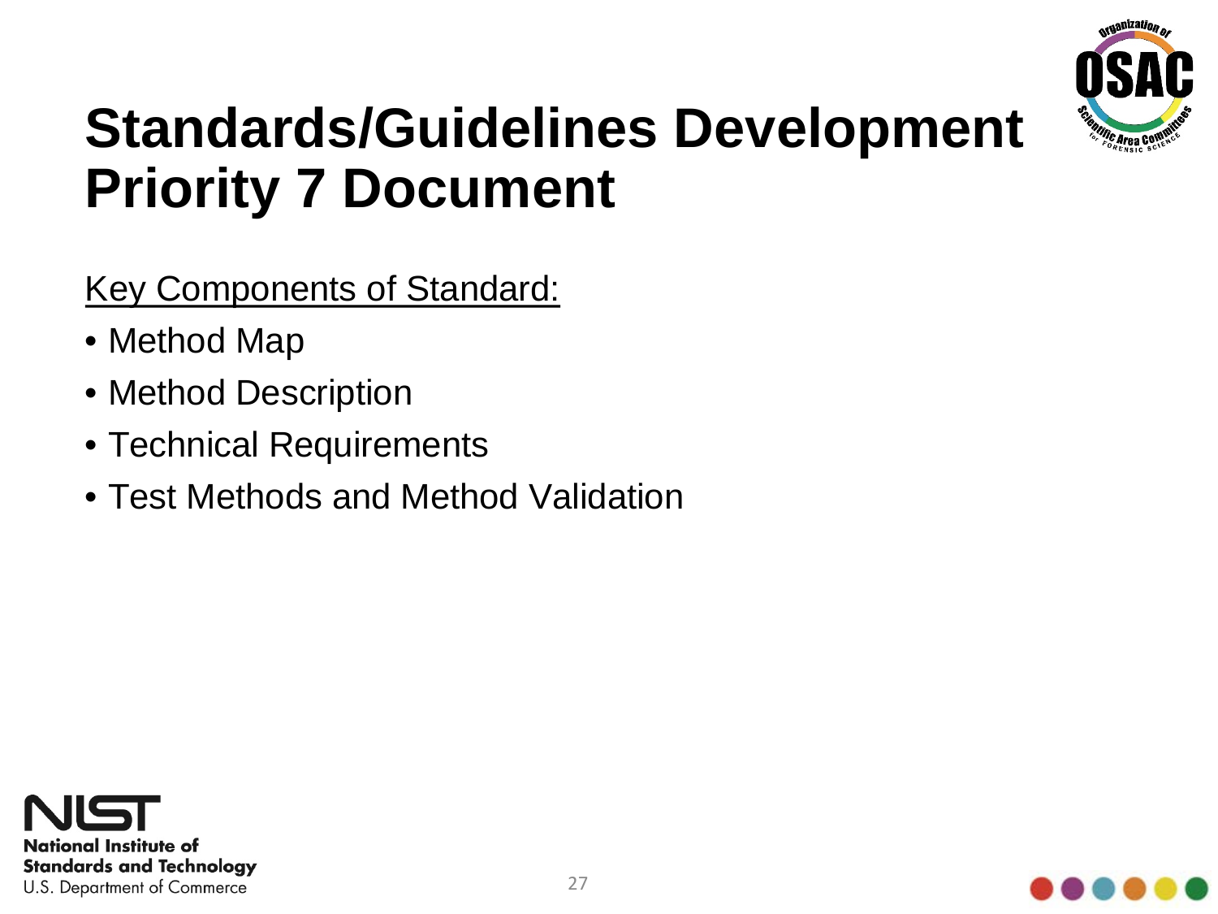# Standards/Guidelines Development Priority 7 Document

Key Components of Standard:

- Method Map
- Method Description
- Technical Requirements
- Test Methods and Method Validation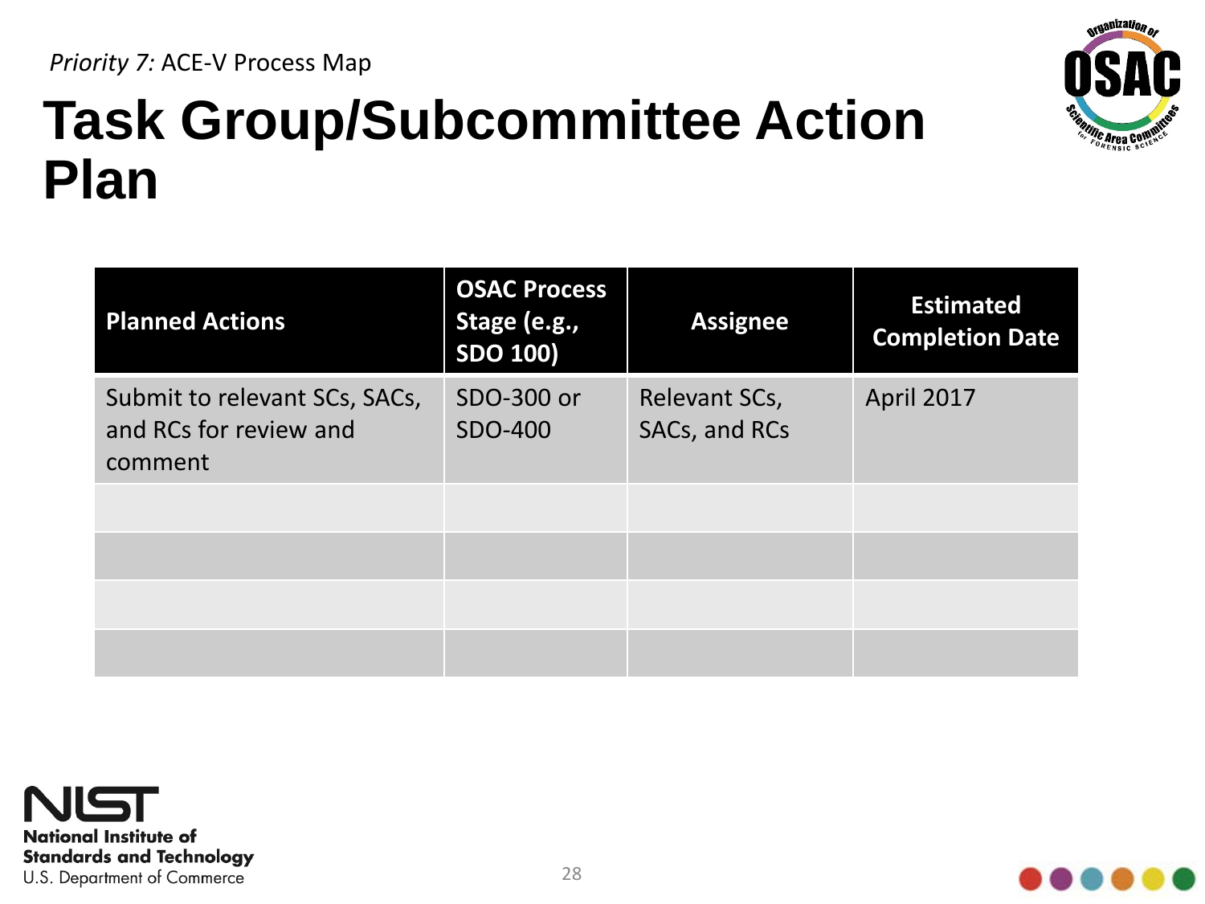*Priority 7:* ACE-V Process Map

# Task Group/Subcommittee Action Plan

| Planned Actions | OSAC Process Stage (e.g., SDO 100) | Assignee | Estimated Completion Date |
|---|---|---|---|
| Submit to relevant SCs, SACs, and RCs for review and comment | SDO-300 or SDO-400 | Relevant SCs, SACs, and RCs | April 2017 |
| | | | |
| | | | |
| | | | |
| | | | |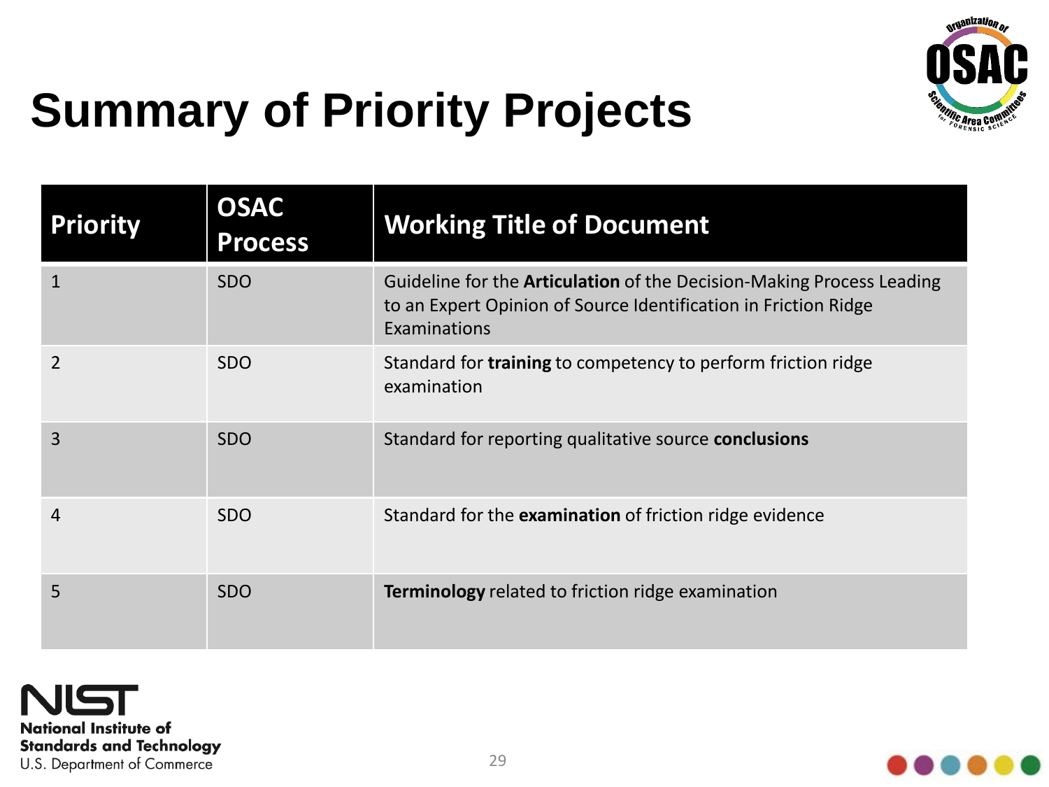# Summary of Priority Projects

| Priority | OSAC Process | Working Title of Document |
| --- | --- | --- |
| 1 | SDO | Guideline for the **Articulation** of the Decision-Making Process Leading to an Expert Opinion of Source Identification in Friction Ridge Examinations |
| 2 | SDO | Standard for **training** to competency to perform friction ridge examination |
| 3 | SDO | Standard for reporting qualitative source **conclusions** |
| 4 | SDO | Standard for the **examination** of friction ridge evidence |
| 5 | SDO | **Terminology** related to friction ridge examination |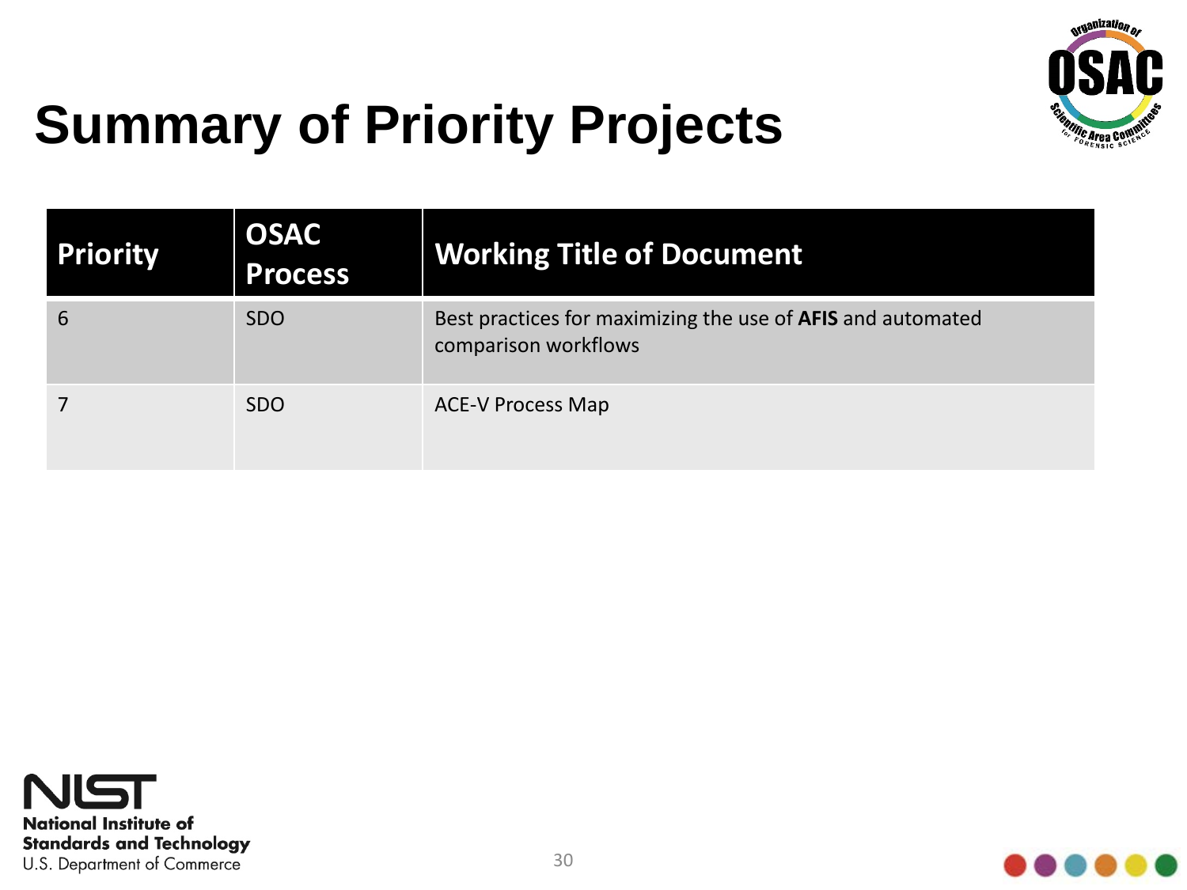# Summary of Priority Projects

| Priority | OSAC Process | Working Title of Document |
| --- | --- | --- |
| 6 | SDO | Best practices for maximizing the use of **AFIS** and automated comparison workflows |
| 7 | SDO | ACE-V Process Map |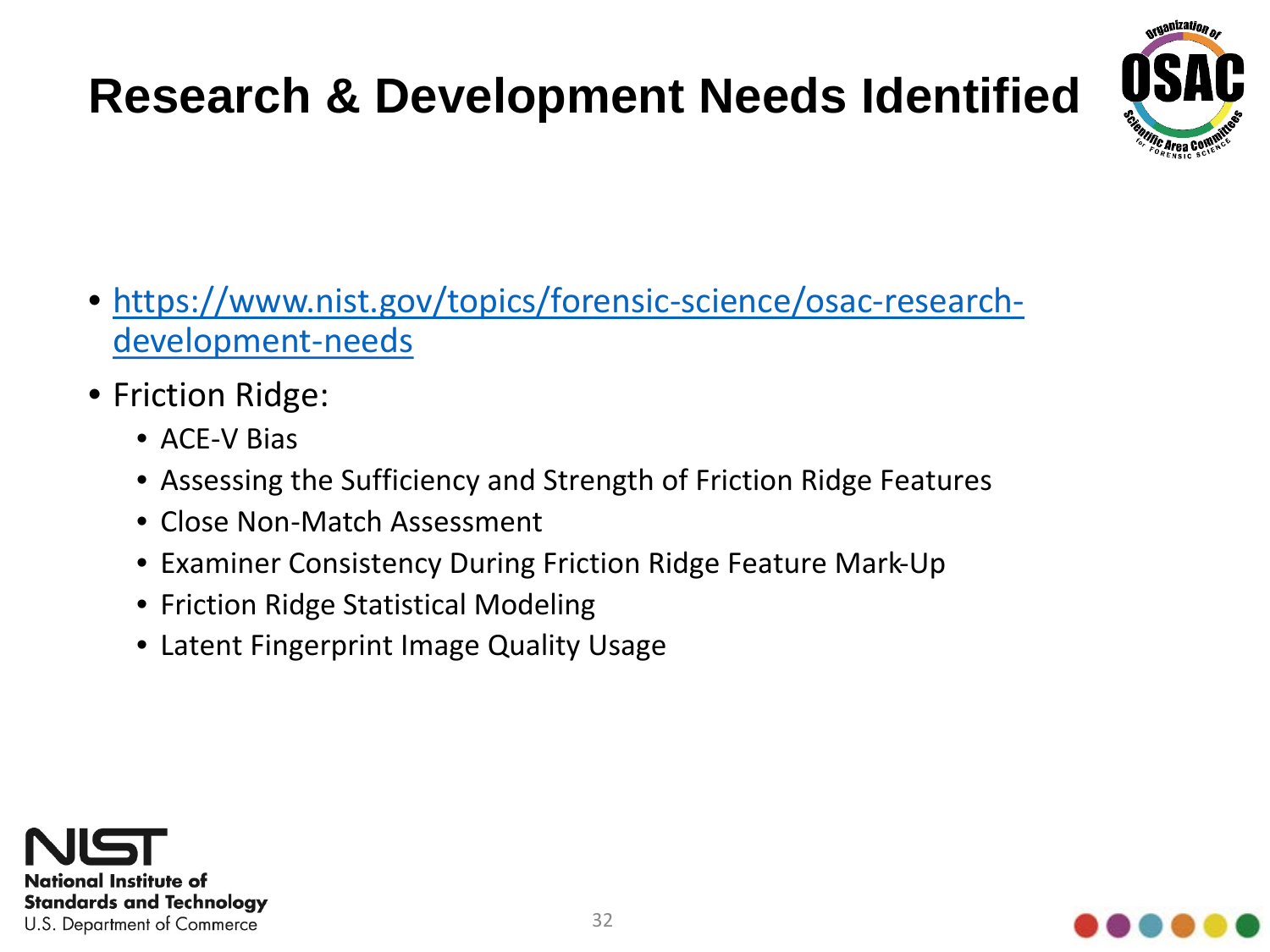# Research & Development Needs Identified

- https://www.nist.gov/topics/forensic-science/osac-research-development-needs
- Friction Ridge:
  - ACE-V Bias
  - Assessing the Sufficiency and Strength of Friction Ridge Features
  - Close Non-Match Assessment
  - Examiner Consistency During Friction Ridge Feature Mark-Up
  - Friction Ridge Statistical Modeling
  - Latent Fingerprint Image Quality Usage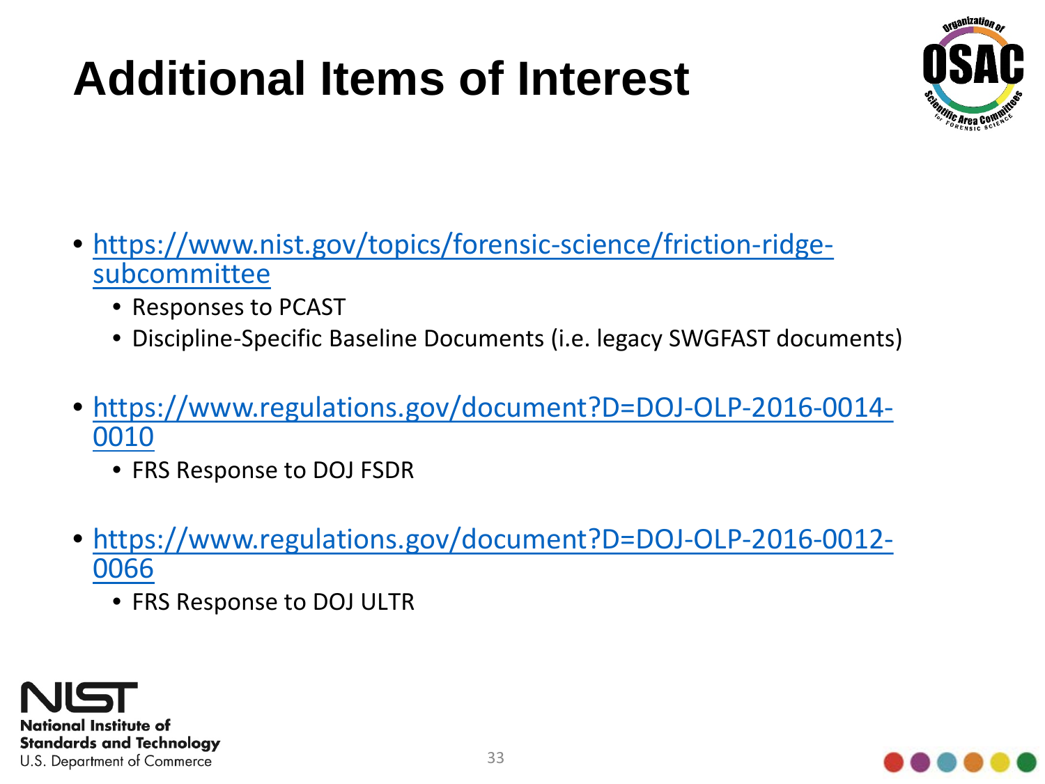# Additional Items of Interest

- https://www.nist.gov/topics/forensic-science/friction-ridge-subcommittee
  - Responses to PCAST
  - Discipline-Specific Baseline Documents (i.e. legacy SWGFAST documents)
- https://www.regulations.gov/document?D=DOJ-OLP-2016-0014-0010
  - FRS Response to DOJ FSDR
- https://www.regulations.gov/document?D=DOJ-OLP-2016-0012-0066
  - FRS Response to DOJ ULTR